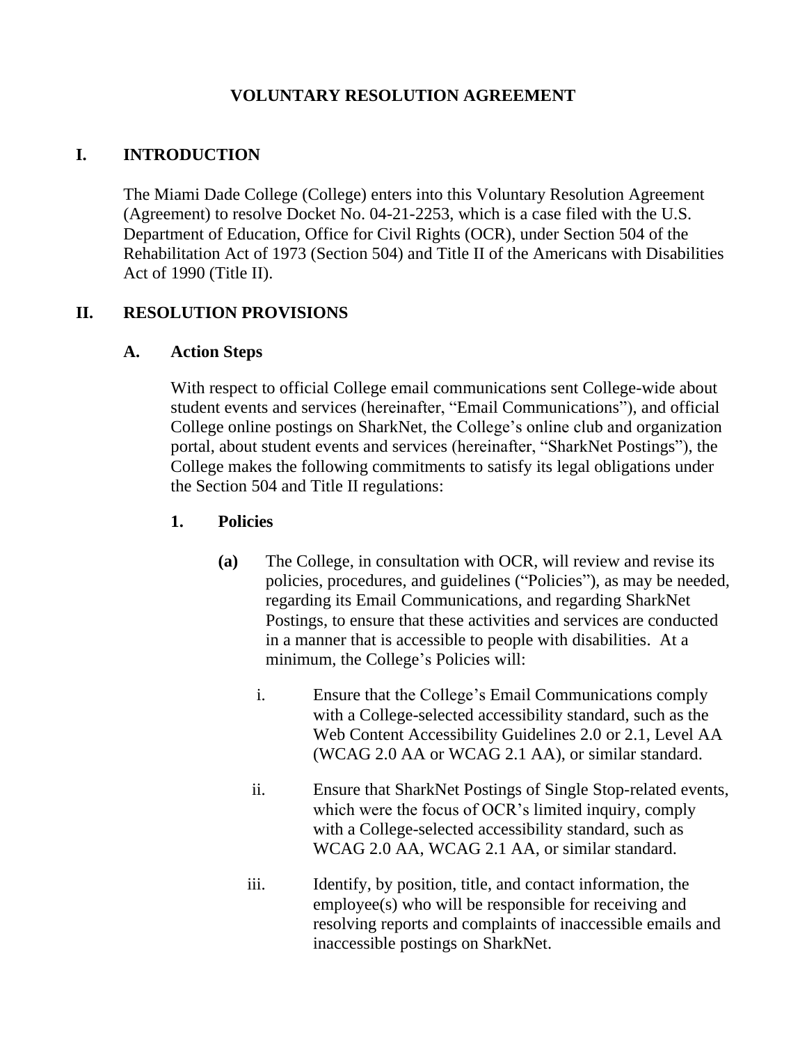# VOLUNTARY RESOLUTION AGREEMENT

## I. INTRODUCTION

The Miami Dade College (College) enters into this Voluntary Resolution Agreement (Agreement) to resolve Docket No. 04-21-2253, which is a case filed with the U.S. Department of Education, Office for Civil Rights (OCR), under Section 504 of the Rehabilitation Act of 1973 (Section 504) and Title II of the Americans with Disabilities Act of 1990 (Title II).

## II. RESOLUTION PROVISIONS

### A. Action Steps

With respect to official College email communications sent College-wide about student events and services (hereinafter, "Email Communications"), and official College online postings on SharkNet, the College's online club and organization portal, about student events and services (hereinafter, "SharkNet Postings"), the College makes the following commitments to satisfy its legal obligations under the Section 504 and Title II regulations:

#### 1. Policies

**(a)** The College, in consultation with OCR, will review and revise its policies, procedures, and guidelines ("Policies"), as may be needed, regarding its Email Communications, and regarding SharkNet Postings, to ensure that these activities and services are conducted in a manner that is accessible to people with disabilities. At a minimum, the College's Policies will:

i. Ensure that the College's Email Communications comply with a College-selected accessibility standard, such as the Web Content Accessibility Guidelines 2.0 or 2.1, Level AA (WCAG 2.0 AA or WCAG 2.1 AA), or similar standard.

ii. Ensure that SharkNet Postings of Single Stop-related events, which were the focus of OCR's limited inquiry, comply with a College-selected accessibility standard, such as WCAG 2.0 AA, WCAG 2.1 AA, or similar standard.

iii. Identify, by position, title, and contact information, the employee(s) who will be responsible for receiving and resolving reports and complaints of inaccessible emails and inaccessible postings on SharkNet.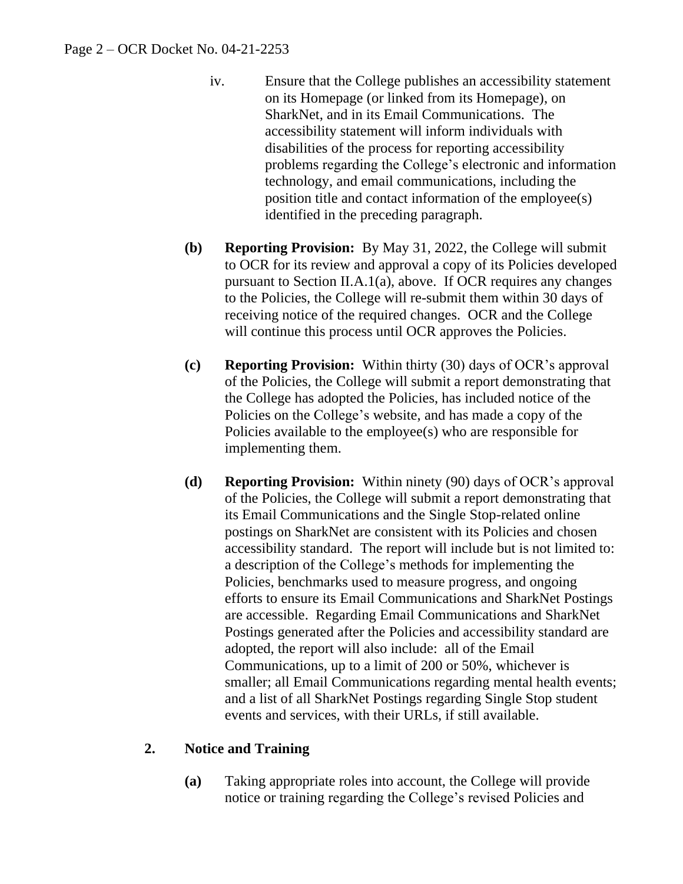iv. Ensure that the College publishes an accessibility statement on its Homepage (or linked from its Homepage), on SharkNet, and in its Email Communications. The accessibility statement will inform individuals with disabilities of the process for reporting accessibility problems regarding the College's electronic and information technology, and email communications, including the position title and contact information of the employee(s) identified in the preceding paragraph.

**(b)** **Reporting Provision:** By May 31, 2022, the College will submit to OCR for its review and approval a copy of its Policies developed pursuant to Section II.A.1(a), above. If OCR requires any changes to the Policies, the College will re-submit them within 30 days of receiving notice of the required changes. OCR and the College will continue this process until OCR approves the Policies.

**(c)** **Reporting Provision:** Within thirty (30) days of OCR's approval of the Policies, the College will submit a report demonstrating that the College has adopted the Policies, has included notice of the Policies on the College's website, and has made a copy of the Policies available to the employee(s) who are responsible for implementing them.

**(d)** **Reporting Provision:** Within ninety (90) days of OCR's approval of the Policies, the College will submit a report demonstrating that its Email Communications and the Single Stop-related online postings on SharkNet are consistent with its Policies and chosen accessibility standard. The report will include but is not limited to: a description of the College's methods for implementing the Policies, benchmarks used to measure progress, and ongoing efforts to ensure its Email Communications and SharkNet Postings are accessible. Regarding Email Communications and SharkNet Postings generated after the Policies and accessibility standard are adopted, the report will also include: all of the Email Communications, up to a limit of 200 or 50%, whichever is smaller; all Email Communications regarding mental health events; and a list of all SharkNet Postings regarding Single Stop student events and services, with their URLs, if still available.

**2. Notice and Training**

**(a)** Taking appropriate roles into account, the College will provide notice or training regarding the College's revised Policies and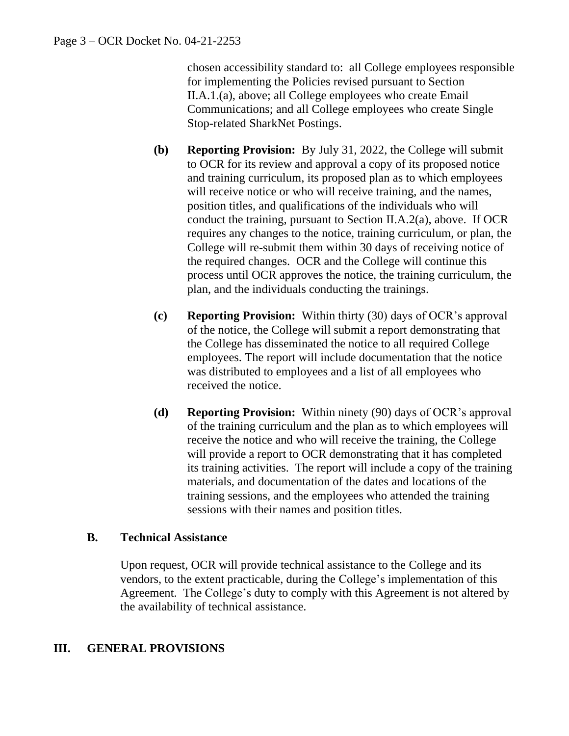chosen accessibility standard to: all College employees responsible for implementing the Policies revised pursuant to Section II.A.1.(a), above; all College employees who create Email Communications; and all College employees who create Single Stop-related SharkNet Postings.

**(b) Reporting Provision:** By July 31, 2022, the College will submit to OCR for its review and approval a copy of its proposed notice and training curriculum, its proposed plan as to which employees will receive notice or who will receive training, and the names, position titles, and qualifications of the individuals who will conduct the training, pursuant to Section II.A.2(a), above. If OCR requires any changes to the notice, training curriculum, or plan, the College will re-submit them within 30 days of receiving notice of the required changes. OCR and the College will continue this process until OCR approves the notice, the training curriculum, the plan, and the individuals conducting the trainings.

**(c) Reporting Provision:** Within thirty (30) days of OCR's approval of the notice, the College will submit a report demonstrating that the College has disseminated the notice to all required College employees. The report will include documentation that the notice was distributed to employees and a list of all employees who received the notice.

**(d) Reporting Provision:** Within ninety (90) days of OCR's approval of the training curriculum and the plan as to which employees will receive the notice and who will receive the training, the College will provide a report to OCR demonstrating that it has completed its training activities. The report will include a copy of the training materials, and documentation of the dates and locations of the training sessions, and the employees who attended the training sessions with their names and position titles.

### B. Technical Assistance

Upon request, OCR will provide technical assistance to the College and its vendors, to the extent practicable, during the College's implementation of this Agreement. The College's duty to comply with this Agreement is not altered by the availability of technical assistance.

## III. GENERAL PROVISIONS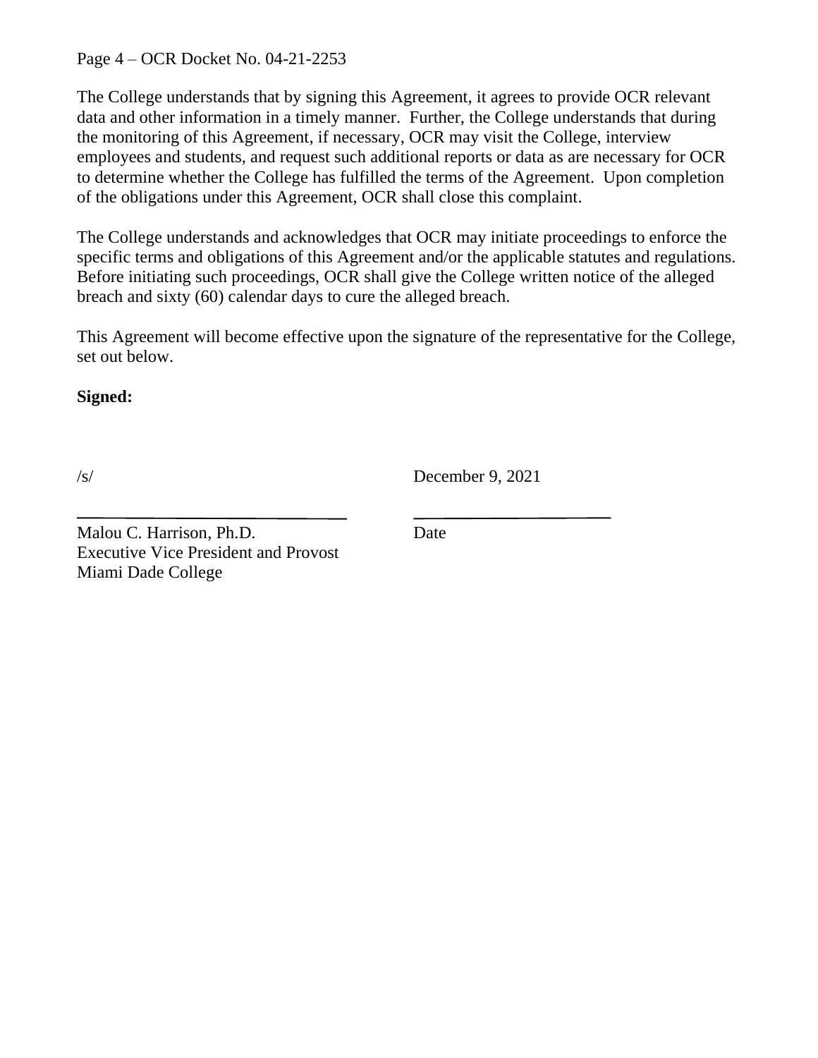The College understands that by signing this Agreement, it agrees to provide OCR relevant data and other information in a timely manner. Further, the College understands that during the monitoring of this Agreement, if necessary, OCR may visit the College, interview employees and students, and request such additional reports or data as are necessary for OCR to determine whether the College has fulfilled the terms of the Agreement. Upon completion of the obligations under this Agreement, OCR shall close this complaint.

The College understands and acknowledges that OCR may initiate proceedings to enforce the specific terms and obligations of this Agreement and/or the applicable statutes and regulations. Before initiating such proceedings, OCR shall give the College written notice of the alleged breach and sixty (60) calendar days to cure the alleged breach.

This Agreement will become effective upon the signature of the representative for the College, set out below.

**Signed:**

/s/ December 9, 2021

Malou C. Harrison, Ph.D.
Executive Vice President and Provost
Miami Dade College

Date